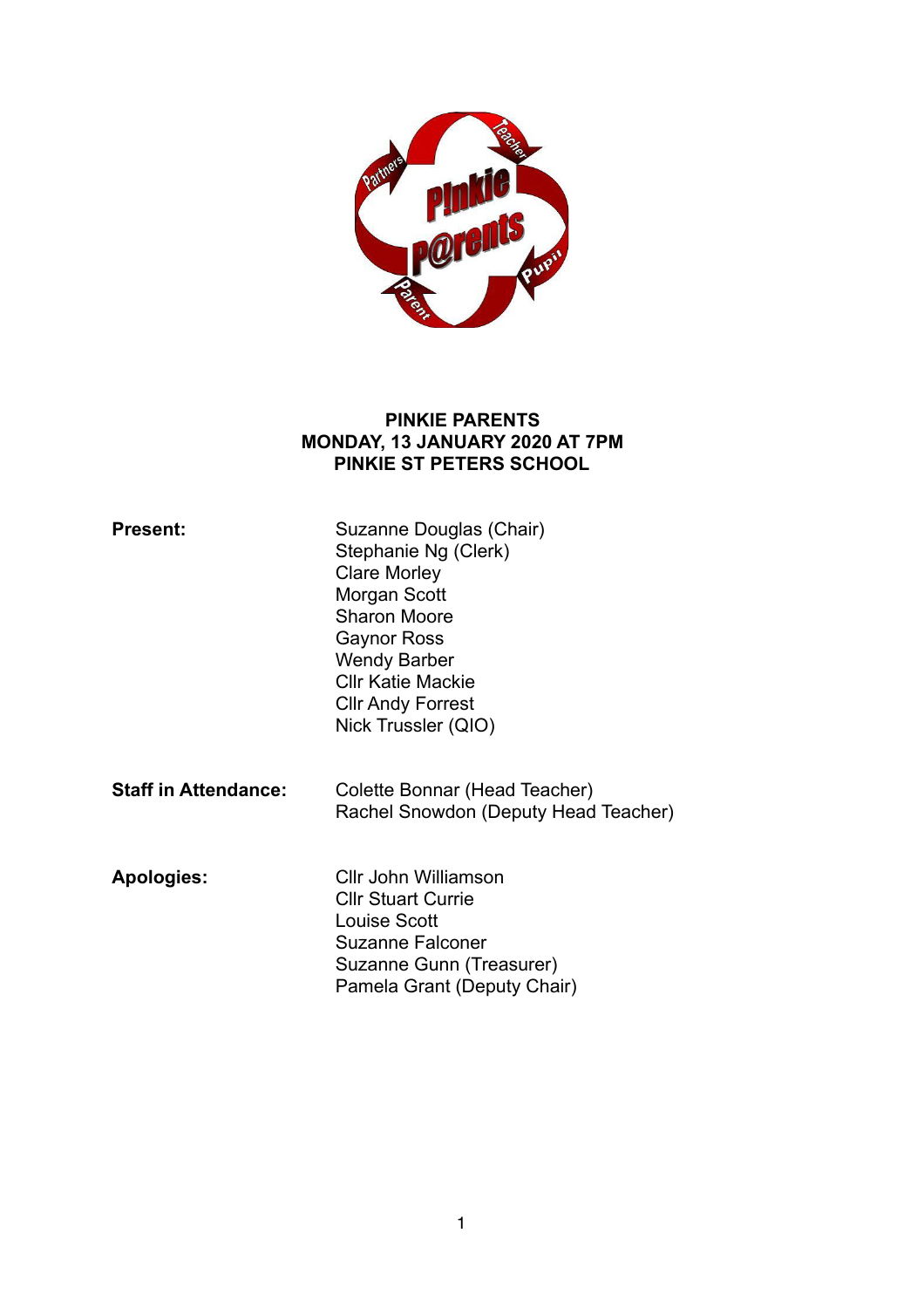**PINKIE PARENTS**
**MONDAY, 13 JANUARY 2020 AT 7PM**
**PINKIE ST PETERS SCHOOL**

| | |
|---|---|
| **Present:** | Suzanne Douglas (Chair) |
| | Stephanie Ng (Clerk) |
| | Clare Morley |
| | Morgan Scott |
| | Sharon Moore |
| | Gaynor Ross |
| | Wendy Barber |
| | Cllr Katie Mackie |
| | Cllr Andy Forrest |
| | Nick Trussler (QIO) |
| **Staff in Attendance:** | Colette Bonnar (Head Teacher) |
| | Rachel Snowdon (Deputy Head Teacher) |
| **Apologies:** | Cllr John Williamson |
| | Cllr Stuart Currie |
| | Louise Scott |
| | Suzanne Falconer |
| | Suzanne Gunn (Treasurer) |
| | Pamela Grant (Deputy Chair) |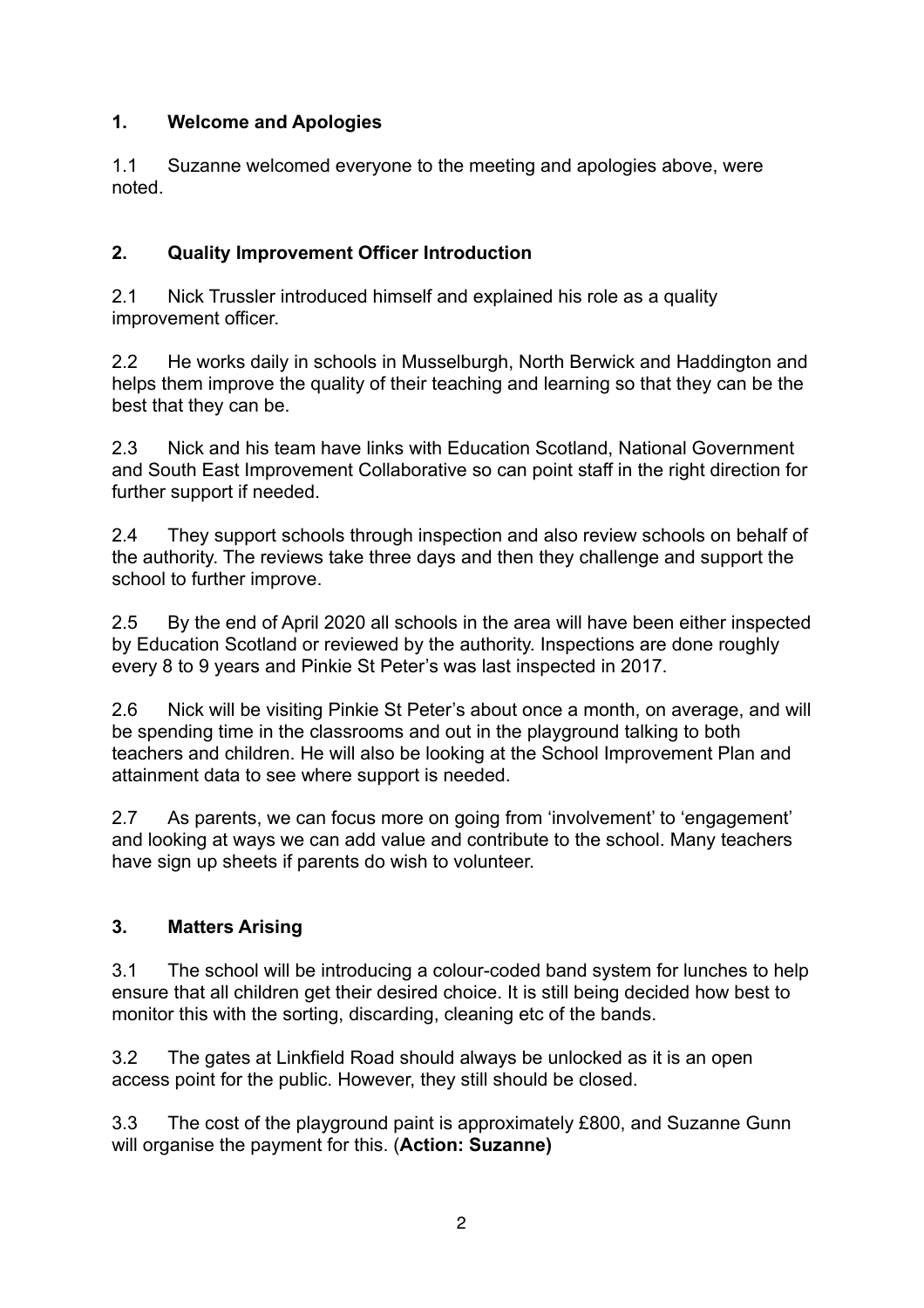## 1. Welcome and Apologies

1.1 Suzanne welcomed everyone to the meeting and apologies above, were noted.

## 2. Quality Improvement Officer Introduction

2.1 Nick Trussler introduced himself and explained his role as a quality improvement officer.

2.2 He works daily in schools in Musselburgh, North Berwick and Haddington and helps them improve the quality of their teaching and learning so that they can be the best that they can be.

2.3 Nick and his team have links with Education Scotland, National Government and South East Improvement Collaborative so can point staff in the right direction for further support if needed.

2.4 They support schools through inspection and also review schools on behalf of the authority. The reviews take three days and then they challenge and support the school to further improve.

2.5 By the end of April 2020 all schools in the area will have been either inspected by Education Scotland or reviewed by the authority. Inspections are done roughly every 8 to 9 years and Pinkie St Peter's was last inspected in 2017.

2.6 Nick will be visiting Pinkie St Peter's about once a month, on average, and will be spending time in the classrooms and out in the playground talking to both teachers and children. He will also be looking at the School Improvement Plan and attainment data to see where support is needed.

2.7 As parents, we can focus more on going from 'involvement' to 'engagement' and looking at ways we can add value and contribute to the school. Many teachers have sign up sheets if parents do wish to volunteer.

## 3. Matters Arising

3.1 The school will be introducing a colour-coded band system for lunches to help ensure that all children get their desired choice. It is still being decided how best to monitor this with the sorting, discarding, cleaning etc of the bands.

3.2 The gates at Linkfield Road should always be unlocked as it is an open access point for the public. However, they still should be closed.

3.3 The cost of the playground paint is approximately £800, and Suzanne Gunn will organise the payment for this. (**Action: Suzanne)**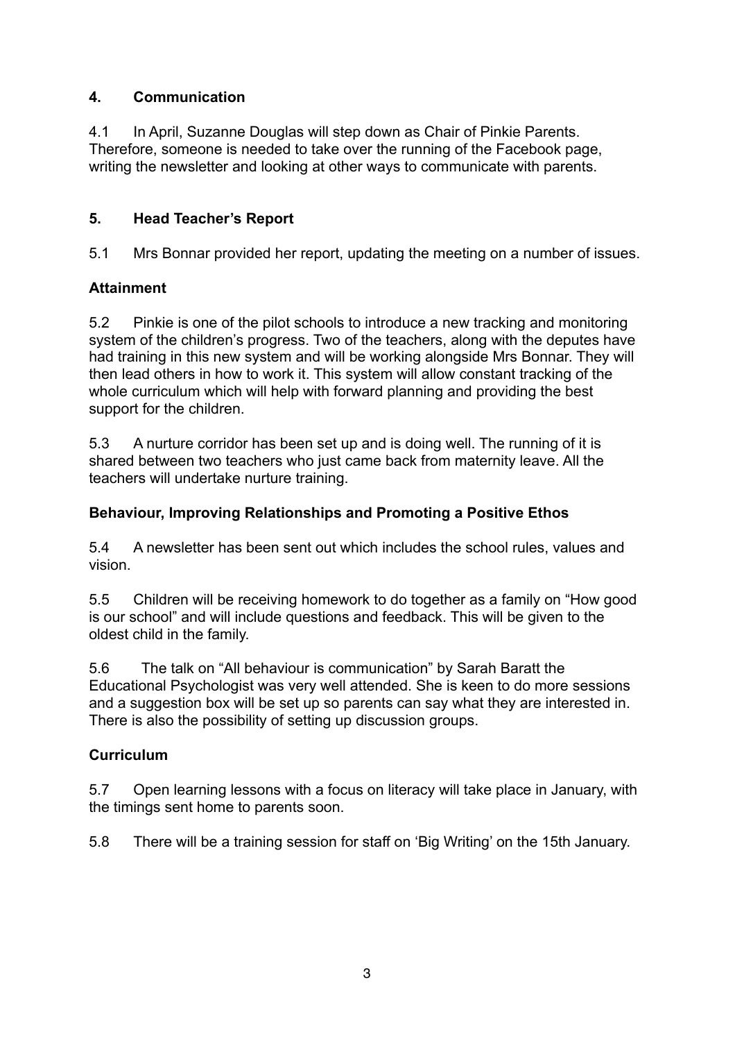## 4. Communication

4.1 In April, Suzanne Douglas will step down as Chair of Pinkie Parents. Therefore, someone is needed to take over the running of the Facebook page, writing the newsletter and looking at other ways to communicate with parents.

## 5. Head Teacher's Report

5.1 Mrs Bonnar provided her report, updating the meeting on a number of issues.

### Attainment

5.2 Pinkie is one of the pilot schools to introduce a new tracking and monitoring system of the children's progress. Two of the teachers, along with the deputes have had training in this new system and will be working alongside Mrs Bonnar. They will then lead others in how to work it. This system will allow constant tracking of the whole curriculum which will help with forward planning and providing the best support for the children.

5.3 A nurture corridor has been set up and is doing well. The running of it is shared between two teachers who just came back from maternity leave. All the teachers will undertake nurture training.

### Behaviour, Improving Relationships and Promoting a Positive Ethos

5.4 A newsletter has been sent out which includes the school rules, values and vision.

5.5 Children will be receiving homework to do together as a family on "How good is our school" and will include questions and feedback. This will be given to the oldest child in the family.

5.6 The talk on "All behaviour is communication" by Sarah Baratt the Educational Psychologist was very well attended. She is keen to do more sessions and a suggestion box will be set up so parents can say what they are interested in. There is also the possibility of setting up discussion groups.

### Curriculum

5.7 Open learning lessons with a focus on literacy will take place in January, with the timings sent home to parents soon.

5.8 There will be a training session for staff on 'Big Writing' on the 15th January.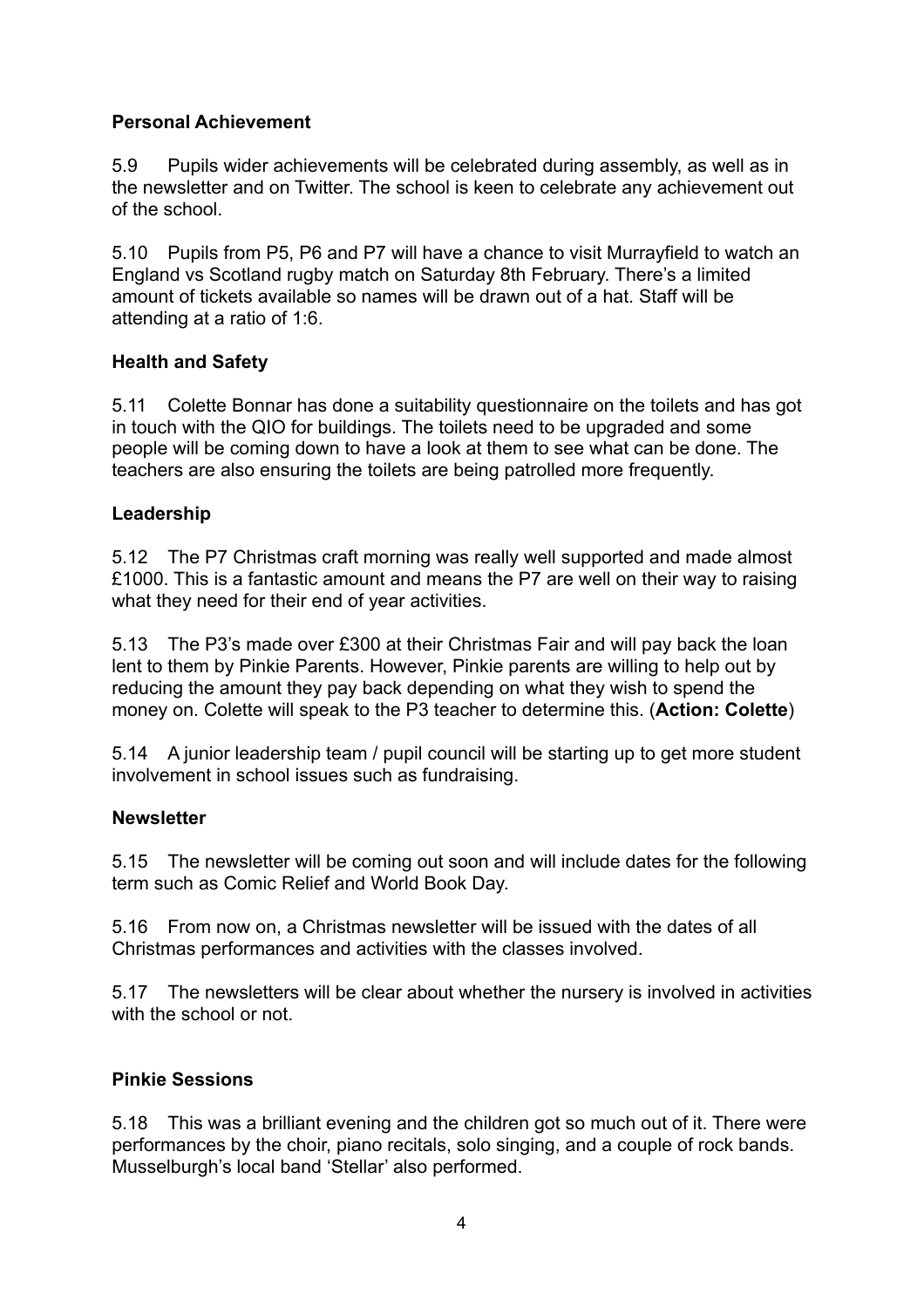**Personal Achievement**

5.9 Pupils wider achievements will be celebrated during assembly, as well as in the newsletter and on Twitter. The school is keen to celebrate any achievement out of the school.

5.10 Pupils from P5, P6 and P7 will have a chance to visit Murrayfield to watch an England vs Scotland rugby match on Saturday 8th February. There's a limited amount of tickets available so names will be drawn out of a hat. Staff will be attending at a ratio of 1:6.

**Health and Safety**

5.11 Colette Bonnar has done a suitability questionnaire on the toilets and has got in touch with the QIO for buildings. The toilets need to be upgraded and some people will be coming down to have a look at them to see what can be done. The teachers are also ensuring the toilets are being patrolled more frequently.

**Leadership**

5.12 The P7 Christmas craft morning was really well supported and made almost £1000. This is a fantastic amount and means the P7 are well on their way to raising what they need for their end of year activities.

5.13 The P3's made over £300 at their Christmas Fair and will pay back the loan lent to them by Pinkie Parents. However, Pinkie parents are willing to help out by reducing the amount they pay back depending on what they wish to spend the money on. Colette will speak to the P3 teacher to determine this. (**Action: Colette**)

5.14 A junior leadership team / pupil council will be starting up to get more student involvement in school issues such as fundraising.

**Newsletter**

5.15 The newsletter will be coming out soon and will include dates for the following term such as Comic Relief and World Book Day.

5.16 From now on, a Christmas newsletter will be issued with the dates of all Christmas performances and activities with the classes involved.

5.17 The newsletters will be clear about whether the nursery is involved in activities with the school or not.

**Pinkie Sessions**

5.18 This was a brilliant evening and the children got so much out of it. There were performances by the choir, piano recitals, solo singing, and a couple of rock bands. Musselburgh's local band 'Stellar' also performed.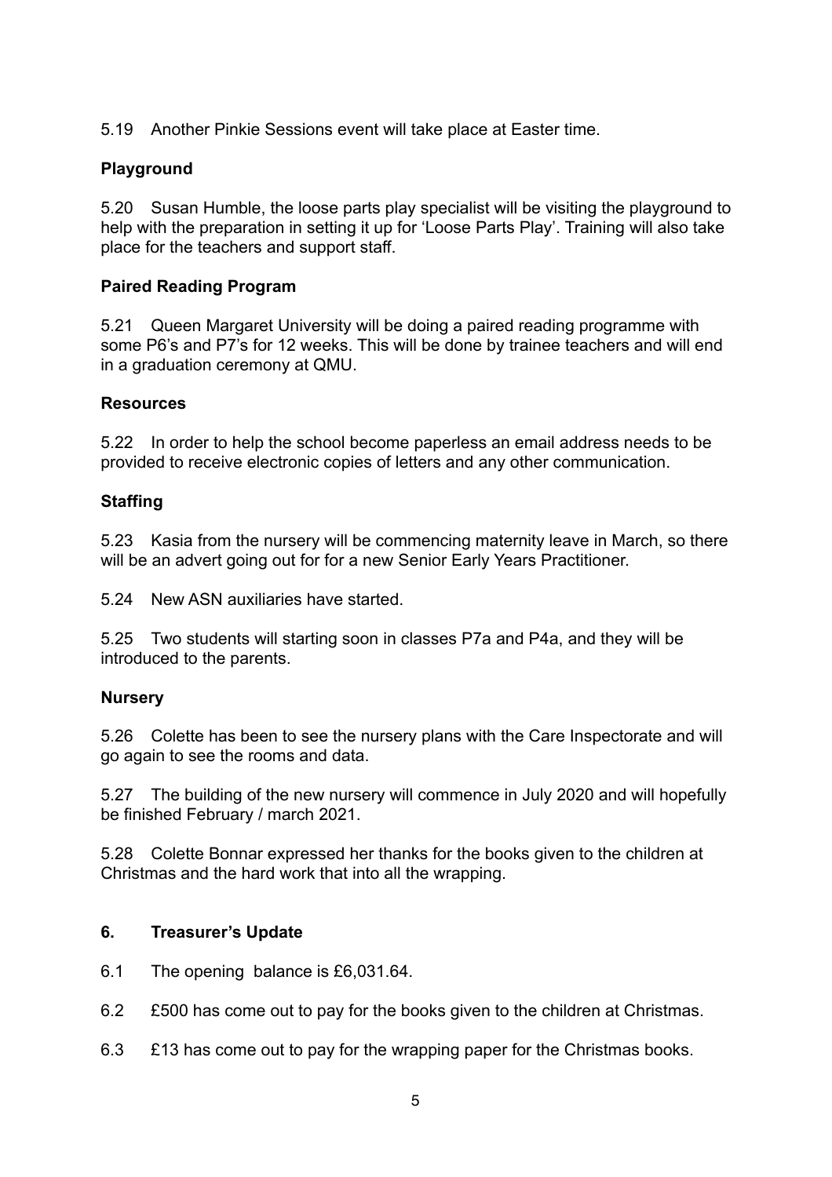5.19 Another Pinkie Sessions event will take place at Easter time.

**Playground**

5.20 Susan Humble, the loose parts play specialist will be visiting the playground to help with the preparation in setting it up for 'Loose Parts Play'. Training will also take place for the teachers and support staff.

**Paired Reading Program**

5.21 Queen Margaret University will be doing a paired reading programme with some P6's and P7's for 12 weeks. This will be done by trainee teachers and will end in a graduation ceremony at QMU.

**Resources**

5.22 In order to help the school become paperless an email address needs to be provided to receive electronic copies of letters and any other communication.

**Staffing**

5.23 Kasia from the nursery will be commencing maternity leave in March, so there will be an advert going out for for a new Senior Early Years Practitioner.

5.24 New ASN auxiliaries have started.

5.25 Two students will starting soon in classes P7a and P4a, and they will be introduced to the parents.

**Nursery**

5.26 Colette has been to see the nursery plans with the Care Inspectorate and will go again to see the rooms and data.

5.27 The building of the new nursery will commence in July 2020 and will hopefully be finished February / march 2021.

5.28 Colette Bonnar expressed her thanks for the books given to the children at Christmas and the hard work that into all the wrapping.

## 6. Treasurer's Update

6.1 The opening balance is £6,031.64.

6.2 £500 has come out to pay for the books given to the children at Christmas.

6.3 £13 has come out to pay for the wrapping paper for the Christmas books.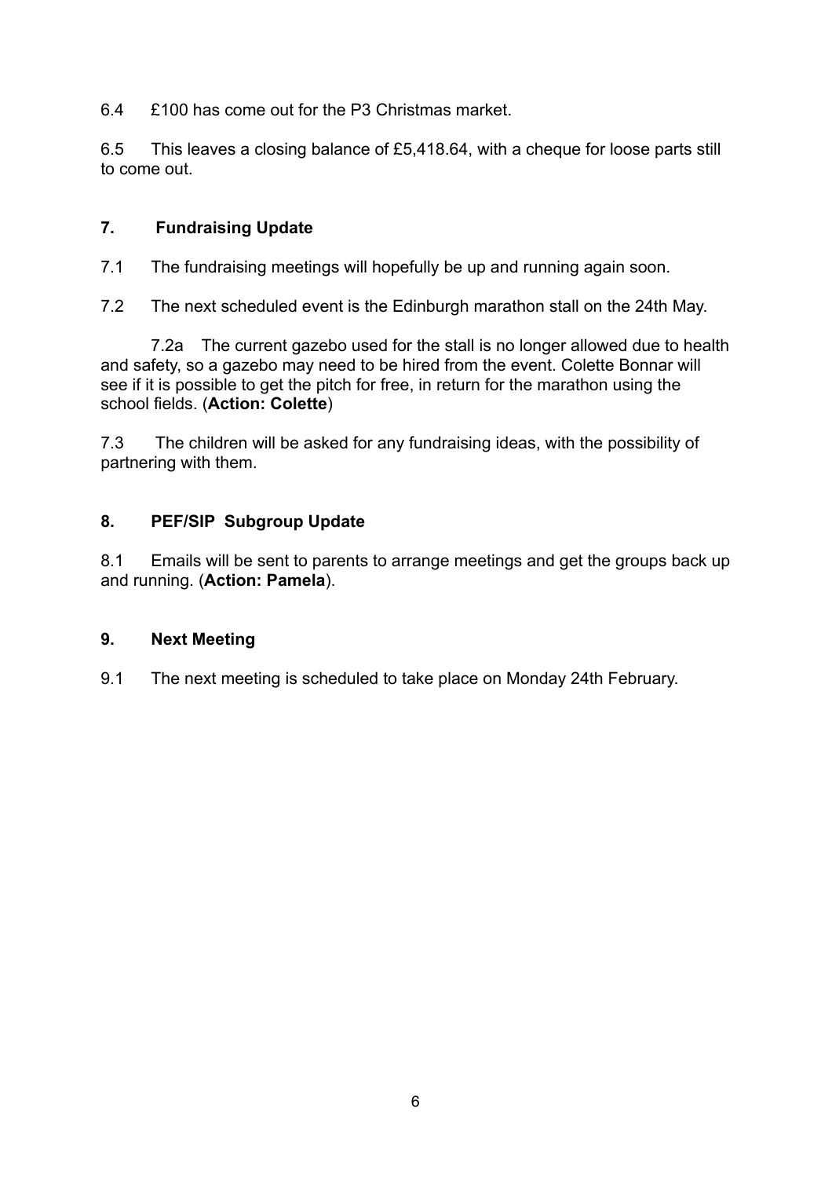6.4 £100 has come out for the P3 Christmas market.

6.5 This leaves a closing balance of £5,418.64, with a cheque for loose parts still to come out.

## 7. Fundraising Update

7.1 The fundraising meetings will hopefully be up and running again soon.

7.2 The next scheduled event is the Edinburgh marathon stall on the 24th May.

7.2a The current gazebo used for the stall is no longer allowed due to health and safety, so a gazebo may need to be hired from the event. Colette Bonnar will see if it is possible to get the pitch for free, in return for the marathon using the school fields. (**Action: Colette**)

7.3 The children will be asked for any fundraising ideas, with the possibility of partnering with them.

## 8. PEF/SIP Subgroup Update

8.1 Emails will be sent to parents to arrange meetings and get the groups back up and running. (**Action: Pamela**).

## 9. Next Meeting

9.1 The next meeting is scheduled to take place on Monday 24th February.